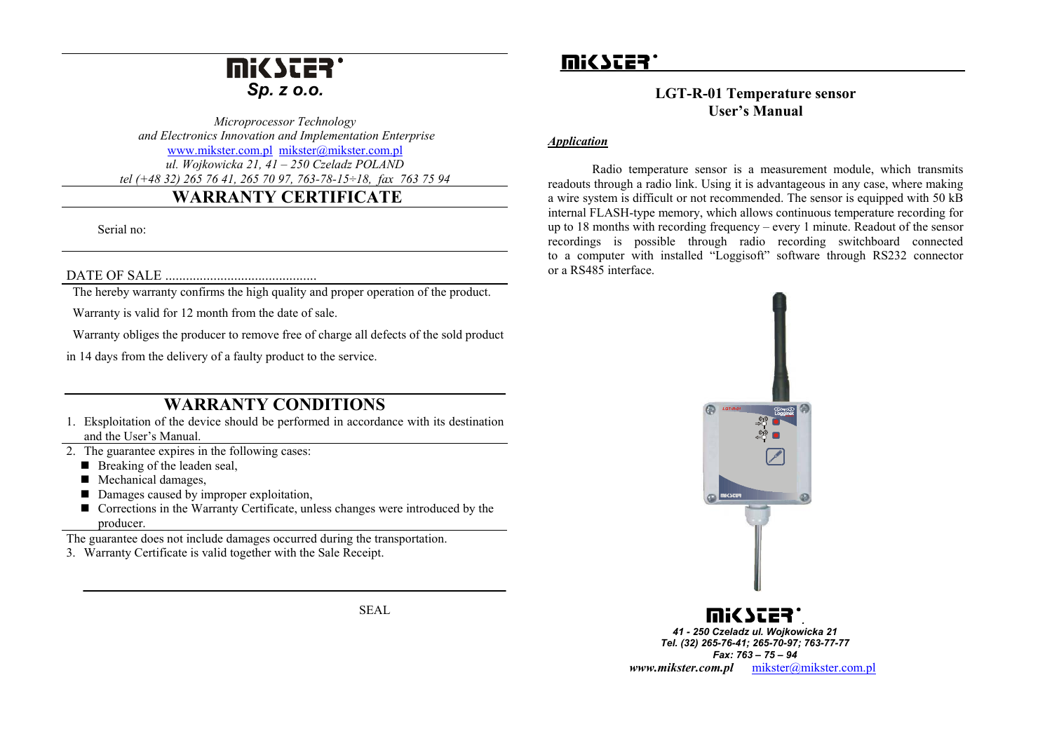# MIKSTER

***Sp. z o.o.***

*Microprocessor Technology*
*and Electronics Innovation and Implementation Enterprise*
www.mikster.com.pl mikster@mikster.com.pl
*ul. Wojkowicka 21, 41 – 250 Czeladz POLAND*
*tel (+48 32) 265 76 41, 265 70 97, 763-78-15÷18, fax 763 75 94*

## WARRANTY CERTIFICATE

Serial no:

DATE OF SALE ............................................

The hereby warranty confirms the high quality and proper operation of the product.

Warranty is valid for 12 month from the date of sale.

Warranty obliges the producer to remove free of charge all defects of the sold product in 14 days from the delivery of a faulty product to the service.

## WARRANTY CONDITIONS

1. Eksploitation of the device should be performed in accordance with its destination and the User's Manual.
2. The guarantee expires in the following cases:
   - Breaking of the leaden seal,
   - Mechanical damages,
   - Damages caused by improper exploitation,
   - Corrections in the Warranty Certificate, unless changes were introduced by the producer.

The guarantee does not include damages occurred during the transportation.

3. Warranty Certificate is valid together with the Sale Receipt.

SEAL

# MIKSTER

## LGT-R-01 Temperature sensor User's Manual

***Application***

Radio temperature sensor is a measurement module, which transmits readouts through a radio link. Using it is advantageous in any case, where making a wire system is difficult or not recommended. The sensor is equipped with 50 kB internal FLASH-type memory, which allows continuous temperature recording for up to 18 months with recording frequency – every 1 minute. Readout of the sensor recordings is possible through radio recording switchboard connected to a computer with installed "Loggisoft" software through RS232 connector or a RS485 interface.

MIKSTER

***41 - 250 Czeladz ul. Wojkowicka 21***
***Tel. (32) 265-76-41; 265-70-97; 763-77-77***
***Fax: 763 – 75 – 94***
***www.mikster.com.pl*** mikster@mikster.com.pl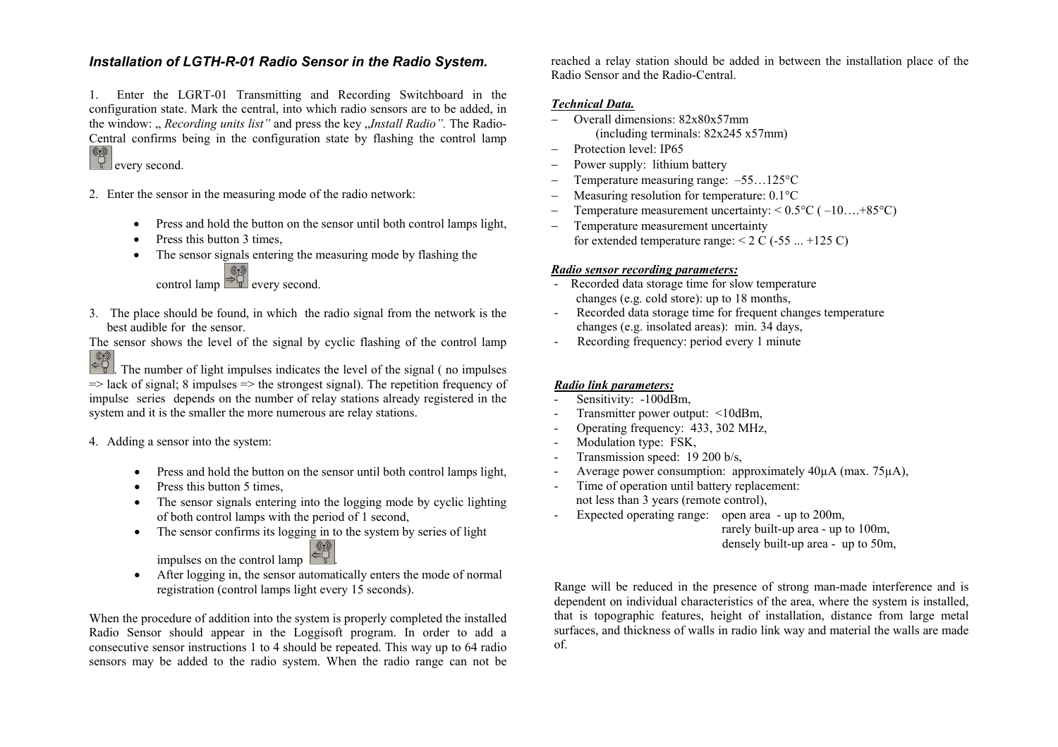## *Installation of LGTH-R-01 Radio Sensor in the Radio System.*

1. Enter the LGRT-01 Transmitting and Recording Switchboard in the configuration state. Mark the central, into which radio sensors are to be added, in the window: „ *Recording units list"* and press the key „*Install Radio".* The Radio-Central confirms being in the configuration state by flashing the control lamp every second.

2. Enter the sensor in the measuring mode of the radio network:

   - Press and hold the button on the sensor until both control lamps light,
   - Press this button 3 times,
   - The sensor signals entering the measuring mode by flashing the control lamp every second.

3. The place should be found, in which the radio signal from the network is the best audible for the sensor.

The sensor shows the level of the signal by cyclic flashing of the control lamp . The number of light impulses indicates the level of the signal ( no impulses => lack of signal; 8 impulses => the strongest signal). The repetition frequency of impulse series depends on the number of relay stations already registered in the system and it is the smaller the more numerous are relay stations.

4. Adding a sensor into the system:

   - Press and hold the button on the sensor until both control lamps light,
   - Press this button 5 times,
   - The sensor signals entering into the logging mode by cyclic lighting of both control lamps with the period of 1 second,
   - The sensor confirms its logging in to the system by series of light impulses on the control lamp .
   - After logging in, the sensor automatically enters the mode of normal registration (control lamps light every 15 seconds).

When the procedure of addition into the system is properly completed the installed Radio Sensor should appear in the Loggisoft program. In order to add a consecutive sensor instructions 1 to 4 should be repeated. This way up to 64 radio sensors may be added to the radio system. When the radio range can not be reached a relay station should be added in between the installation place of the Radio Sensor and the Radio-Central.

### ***Technical Data.***

- Overall dimensions: 82x80x57mm
  (including terminals: 82x245 x57mm)
- Protection level: IP65
- Power supply: lithium battery
- Temperature measuring range: –55…125°C
- Measuring resolution for temperature: 0.1°C
- Temperature measurement uncertainty: < 0.5°C ( –10….+85°C)
- Temperature measurement uncertainty
  for extended temperature range: < 2 C (-55 ... +125 C)

### ***Radio sensor recording parameters:***

- Recorded data storage time for slow temperature changes (e.g. cold store): up to 18 months,
- Recorded data storage time for frequent changes temperature changes (e.g. insolated areas): min. 34 days,
- Recording frequency: period every 1 minute

### ***Radio link parameters:***

- Sensitivity: -100dBm,
- Transmitter power output: <10dBm,
- Operating frequency: 433, 302 MHz,
- Modulation type: FSK,
- Transmission speed: 19 200 b/s,
- Average power consumption: approximately 40µA (max. 75µA),
- Time of operation until battery replacement:
  not less than 3 years (remote control),
- Expected operating range: open area - up to 200m,
  rarely built-up area - up to 100m,
  densely built-up area - up to 50m,

Range will be reduced in the presence of strong man-made interference and is dependent on individual characteristics of the area, where the system is installed, that is topographic features, height of installation, distance from large metal surfaces, and thickness of walls in radio link way and material the walls are made of.